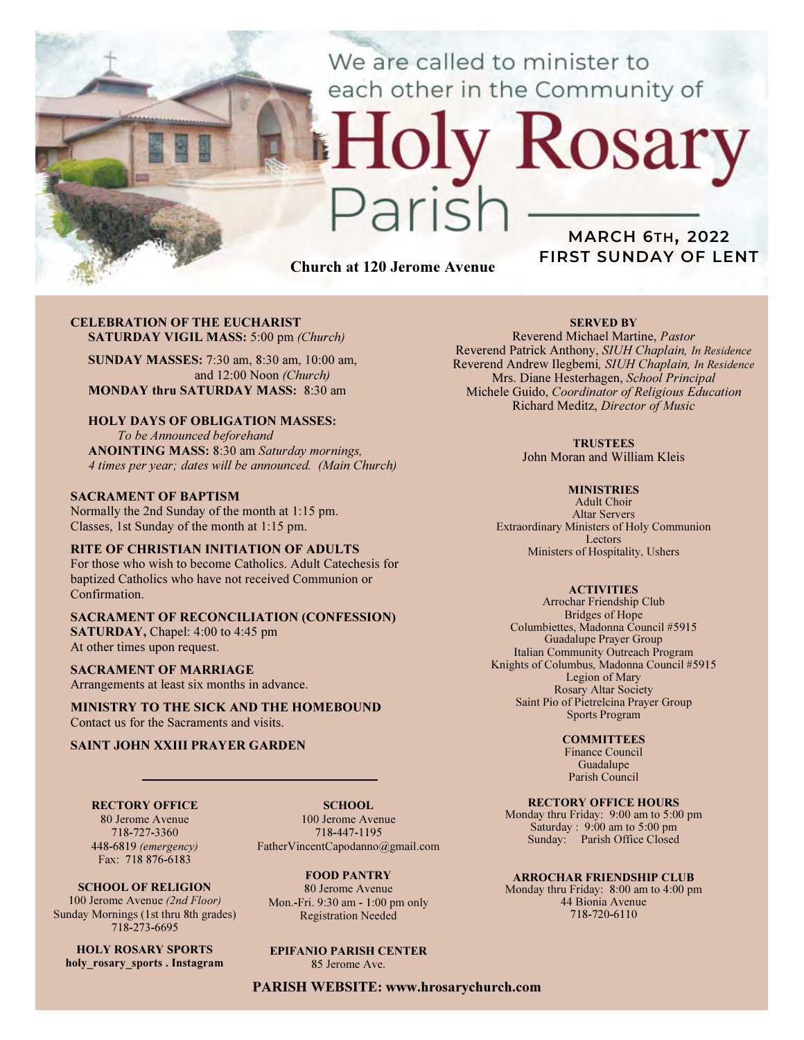We are called to minister to each other in the Community of

# Holy Rosary Parish

**MARCH 6TH, 2022**
**FIRST SUNDAY OF LENT**

**Church at 120 Jerome Avenue**

**CELEBRATION OF THE EUCHARIST**
**SATURDAY VIGIL MASS:** 5:00 pm *(Church)*

**SUNDAY MASSES:** 7:30 am, 8:30 am, 10:00 am, and 12:00 Noon *(Church)*
**MONDAY thru SATURDAY MASS:** 8:30 am

**HOLY DAYS OF OBLIGATION MASSES:**
*To be Announced beforehand*
**ANOINTING MASS:** 8:30 am *Saturday mornings, 4 times per year; dates will be announced. (Main Church)*

**SACRAMENT OF BAPTISM**
Normally the 2nd Sunday of the month at 1:15 pm.
Classes, 1st Sunday of the month at 1:15 pm.

**RITE OF CHRISTIAN INITIATION OF ADULTS**
For those who wish to become Catholics. Adult Catechesis for baptized Catholics who have not received Communion or Confirmation.

**SACRAMENT OF RECONCILIATION (CONFESSION)**
**SATURDAY,** Chapel: 4:00 to 4:45 pm
At other times upon request.

**SACRAMENT OF MARRIAGE**
Arrangements at least six months in advance.

**MINISTRY TO THE SICK AND THE HOMEBOUND**
Contact us for the Sacraments and visits.

**SAINT JOHN XXIII PRAYER GARDEN**

**SERVED BY**
Reverend Michael Martine, *Pastor*
Reverend Patrick Anthony, *SIUH Chaplain, In Residence*
Reverend Andrew Ilegbemi, *SIUH Chaplain, In Residence*
Mrs. Diane Hesterhagen, *School Principal*
Michele Guido, *Coordinator of Religious Education*
Richard Meditz, *Director of Music*

**TRUSTEES**
John Moran and William Kleis

**MINISTRIES**
Adult Choir
Altar Servers
Extraordinary Ministers of Holy Communion
Lectors
Ministers of Hospitality, Ushers

**ACTIVITIES**
Arrochar Friendship Club
Bridges of Hope
Columbiettes, Madonna Council #5915
Guadalupe Prayer Group
Italian Community Outreach Program
Knights of Columbus, Madonna Council #5915
Legion of Mary
Rosary Altar Society
Saint Pio of Pietrelcina Prayer Group
Sports Program

**COMMITTEES**
Finance Council
Guadalupe
Parish Council

**RECTORY OFFICE**
80 Jerome Avenue
718-727-3360
448-6819 *(emergency)*
Fax: 718 876-6183

**SCHOOL OF RELIGION**
100 Jerome Avenue *(2nd Floor)*
Sunday Mornings (1st thru 8th grades)
718-273-6695

**HOLY ROSARY SPORTS**
**holy_rosary_sports . Instagram**

**SCHOOL**
100 Jerome Avenue
718-447-1195
FatherVincentCapodanno@gmail.com

**FOOD PANTRY**
80 Jerome Avenue
Mon.-Fri. 9:30 am - 1:00 pm only
Registration Needed

**EPIFANIO PARISH CENTER**
85 Jerome Ave.

**RECTORY OFFICE HOURS**
Monday thru Friday: 9:00 am to 5:00 pm
Saturday : 9:00 am to 5:00 pm
Sunday: Parish Office Closed

**ARROCHAR FRIENDSHIP CLUB**
Monday thru Friday: 8:00 am to 4:00 pm
44 Bionia Avenue
718-720-6110

**PARISH WEBSITE: www.hrosarychurch.com**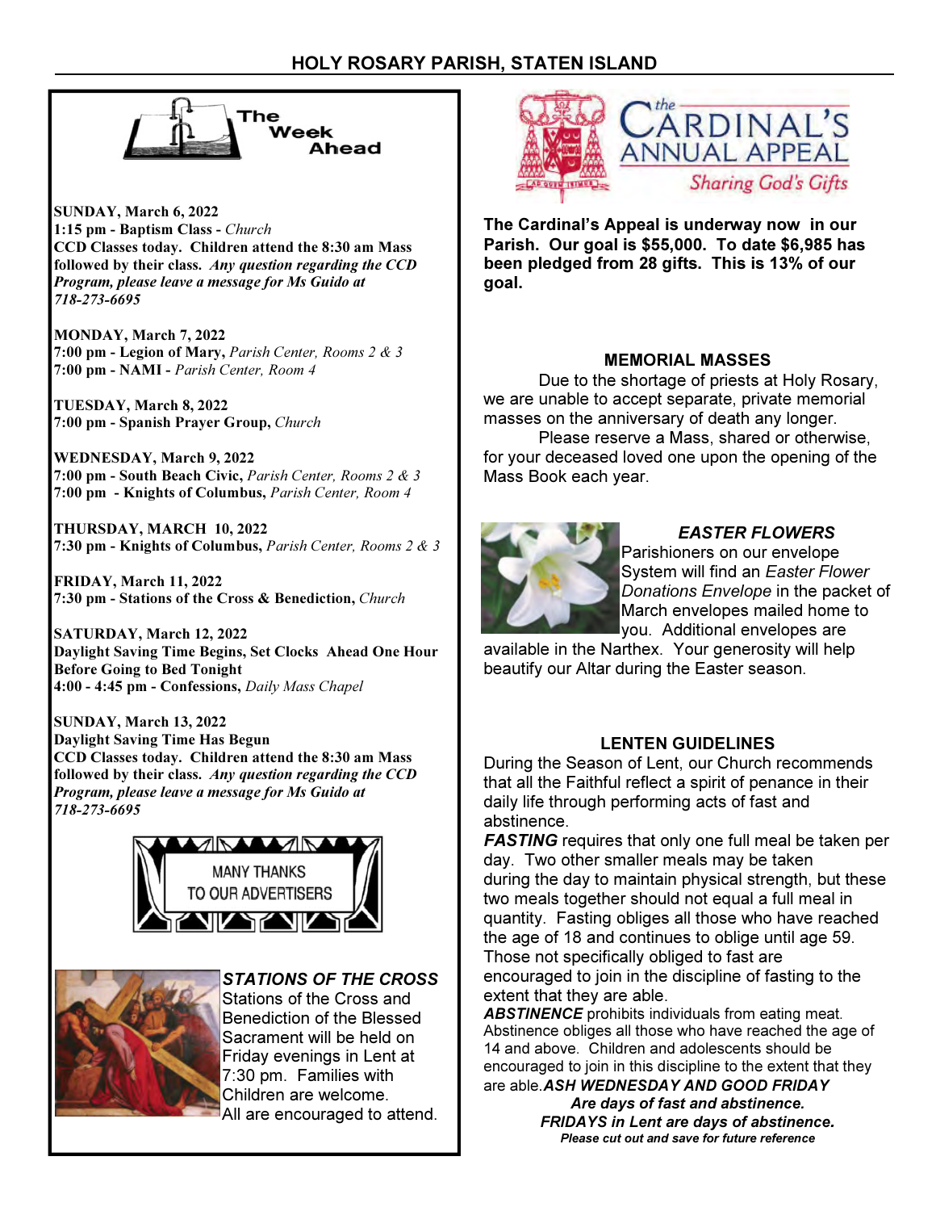## The Week Ahead

**SUNDAY, March 6, 2022**
**1:15 pm - Baptism Class -** *Church*
**CCD Classes today. Children attend the 8:30 am Mass followed by their class.** ***Any question regarding the CCD Program, please leave a message for Ms Guido at 718-273-6695***

**MONDAY, March 7, 2022**
**7:00 pm - Legion of Mary,** *Parish Center, Rooms 2 & 3*
**7:00 pm - NAMI -** *Parish Center, Room 4*

**TUESDAY, March 8, 2022**
**7:00 pm - Spanish Prayer Group,** *Church*

**WEDNESDAY, March 9, 2022**
**7:00 pm - South Beach Civic,** *Parish Center, Rooms 2 & 3*
**7:00 pm - Knights of Columbus,** *Parish Center, Room 4*

**THURSDAY, MARCH 10, 2022**
**7:30 pm - Knights of Columbus,** *Parish Center, Rooms 2 & 3*

**FRIDAY, March 11, 2022**
**7:30 pm - Stations of the Cross & Benediction,** *Church*

**SATURDAY, March 12, 2022**
**Daylight Saving Time Begins, Set Clocks Ahead One Hour Before Going to Bed Tonight**
**4:00 - 4:45 pm - Confessions,** *Daily Mass Chapel*

**SUNDAY, March 13, 2022**
**Daylight Saving Time Has Begun**
**CCD Classes today. Children attend the 8:30 am Mass followed by their class.** ***Any question regarding the CCD Program, please leave a message for Ms Guido at 718-273-6695***

MANY THANKS TO OUR ADVERTISERS

### *STATIONS OF THE CROSS*

Stations of the Cross and Benediction of the Blessed Sacrament will be held on Friday evenings in Lent at 7:30 pm. Families with Children are welcome. All are encouraged to attend.

## The Cardinal's Annual Appeal
*Sharing God's Gifts*

**The Cardinal's Appeal is underway now in our Parish. Our goal is $55,000. To date $6,985 has been pledged from 28 gifts. This is 13% of our goal.**

### MEMORIAL MASSES

Due to the shortage of priests at Holy Rosary, we are unable to accept separate, private memorial masses on the anniversary of death any longer.

Please reserve a Mass, shared or otherwise, for your deceased loved one upon the opening of the Mass Book each year.

### *EASTER FLOWERS*

Parishioners on our envelope System will find an *Easter Flower Donations Envelope* in the packet of March envelopes mailed home to you. Additional envelopes are available in the Narthex. Your generosity will help beautify our Altar during the Easter season.

### LENTEN GUIDELINES

During the Season of Lent, our Church recommends that all the Faithful reflect a spirit of penance in their daily life through performing acts of fast and abstinence.

***FASTING*** requires that only one full meal be taken per day. Two other smaller meals may be taken during the day to maintain physical strength, but these two meals together should not equal a full meal in quantity. Fasting obliges all those who have reached the age of 18 and continues to oblige until age 59. Those not specifically obliged to fast are encouraged to join in the discipline of fasting to the extent that they are able.

***ABSTINENCE*** prohibits individuals from eating meat. Abstinence obliges all those who have reached the age of 14 and above. Children and adolescents should be encouraged to join in this discipline to the extent that they are able.

***ASH WEDNESDAY AND GOOD FRIDAY Are days of fast and abstinence.***

***FRIDAYS in Lent are days of abstinence.***

***Please cut out and save for future reference***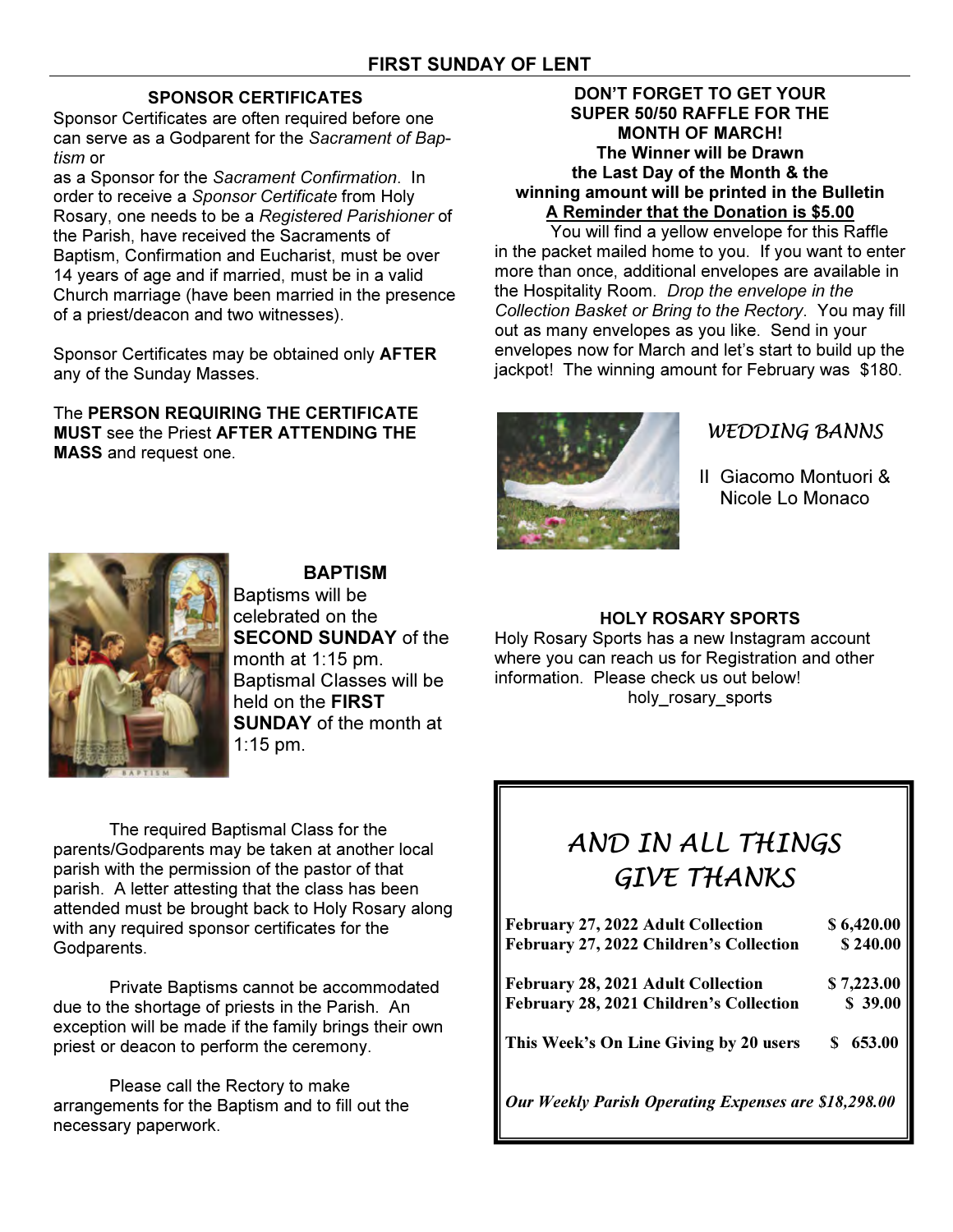## FIRST SUNDAY OF LENT

### SPONSOR CERTIFICATES

Sponsor Certificates are often required before one can serve as a Godparent for the *Sacrament of Baptism* or
as a Sponsor for the *Sacrament Confirmation*. In order to receive a *Sponsor Certificate* from Holy Rosary, one needs to be a *Registered Parishioner* of the Parish, have received the Sacraments of Baptism, Confirmation and Eucharist, must be over 14 years of age and if married, must be in a valid Church marriage (have been married in the presence of a priest/deacon and two witnesses).

Sponsor Certificates may be obtained only **AFTER** any of the Sunday Masses.

The **PERSON REQUIRING THE CERTIFICATE MUST** see the Priest **AFTER ATTENDING THE MASS** and request one.

### BAPTISM

Baptisms will be celebrated on the **SECOND SUNDAY** of the month at 1:15 pm. Baptismal Classes will be held on the **FIRST SUNDAY** of the month at 1:15 pm.

The required Baptismal Class for the parents/Godparents may be taken at another local parish with the permission of the pastor of that parish. A letter attesting that the class has been attended must be brought back to Holy Rosary along with any required sponsor certificates for the Godparents.

Private Baptisms cannot be accommodated due to the shortage of priests in the Parish. An exception will be made if the family brings their own priest or deacon to perform the ceremony.

Please call the Rectory to make arrangements for the Baptism and to fill out the necessary paperwork.

**DON'T FORGET TO GET YOUR SUPER 50/50 RAFFLE FOR THE MONTH OF MARCH!**
**The Winner will be Drawn the Last Day of the Month & the winning amount will be printed in the Bulletin**
**A Reminder that the Donation is $5.00**

You will find a yellow envelope for this Raffle in the packet mailed home to you. If you want to enter more than once, additional envelopes are available in the Hospitality Room. *Drop the envelope in the Collection Basket or Bring to the Rectory*. You may fill out as many envelopes as you like. Send in your envelopes now for March and let's start to build up the jackpot! The winning amount for February was $180.

### *WEDDING BANNS*

II Giacomo Montuori & Nicole Lo Monaco

### HOLY ROSARY SPORTS

Holy Rosary Sports has a new Instagram account where you can reach us for Registration and other information. Please check us out below!
holy_rosary_sports

### *AND IN ALL THINGS GIVE THANKS*

| | |
|---|---|
| **February 27, 2022 Adult Collection** | **$ 6,420.00** |
| **February 27, 2022 Children's Collection** | **$ 240.00** |
| **February 28, 2021 Adult Collection** | **$ 7,223.00** |
| **February 28, 2021 Children's Collection** | **$ 39.00** |
| **This Week's On Line Giving by 20 users** | **$ 653.00** |

***Our Weekly Parish Operating Expenses are $18,298.00***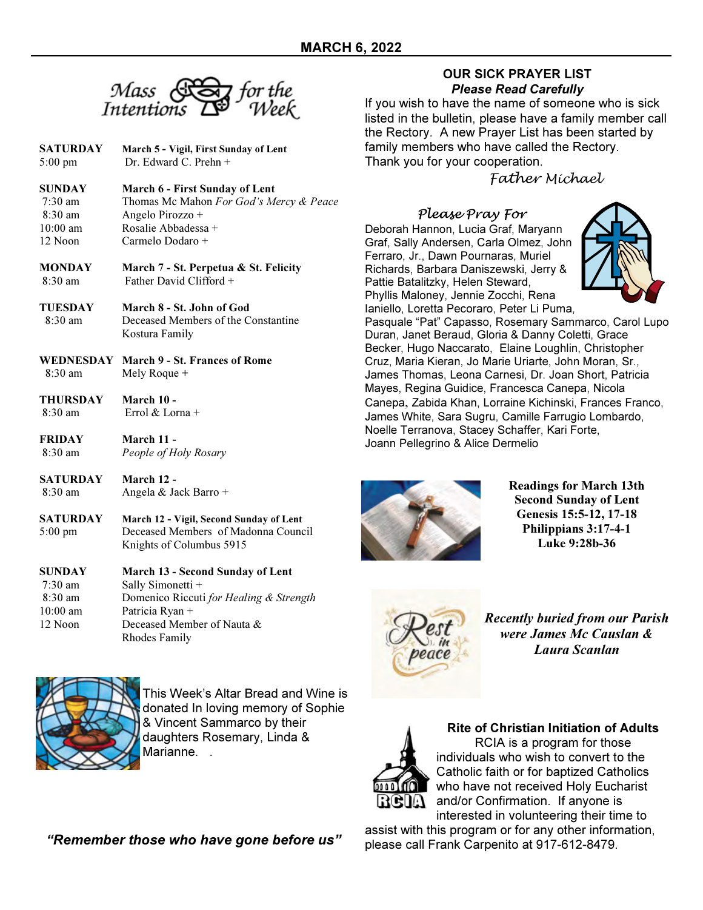MARCH 6, 2022

# Mass Intentions for the Week

| | |
|---|---|
| **SATURDAY** 5:00 pm | **March 5 - Vigil, First Sunday of Lent** Dr. Edward C. Prehn + |
| **SUNDAY** 7:30 am | **March 6 - First Sunday of Lent** Thomas Mc Mahon *For God's Mercy & Peace* |
| 8:30 am | Angelo Pirozzo + |
| 10:00 am | Rosalie Abbadessa + |
| 12 Noon | Carmelo Dodaro + |
| **MONDAY** 8:30 am | **March 7 - St. Perpetua & St. Felicity** Father David Clifford + |
| **TUESDAY** 8:30 am | **March 8 - St. John of God** Deceased Members of the Constantine Kostura Family |
| **WEDNESDAY** 8:30 am | **March 9 - St. Frances of Rome** Mely Roque + |
| **THURSDAY** 8:30 am | **March 10 -** Errol & Lorna + |
| **FRIDAY** 8:30 am | **March 11 -** *People of Holy Rosary* |
| **SATURDAY** 8:30 am | **March 12 -** Angela & Jack Barro + |
| **SATURDAY** 5:00 pm | **March 12 - Vigil, Second Sunday of Lent** Deceased Members of Madonna Council Knights of Columbus 5915 |
| **SUNDAY** 7:30 am | **March 13 - Second Sunday of Lent** Sally Simonetti + |
| 8:30 am | Domenico Riccuti *for Healing & Strength* |
| 10:00 am | Patricia Ryan + |
| 12 Noon | Deceased Member of Nauta & Rhodes Family |

This Week's Altar Bread and Wine is donated In loving memory of Sophie & Vincent Sammarco by their daughters Rosemary, Linda & Marianne.

***"Remember those who have gone before us"***

## OUR SICK PRAYER LIST

***Please Read Carefully***

If you wish to have the name of someone who is sick listed in the bulletin, please have a family member call the Rectory. A new Prayer List has been started by family members who have called the Rectory. Thank you for your cooperation.

*Father Michael*

### *Please Pray For*

Deborah Hannon, Lucia Graf, Maryann Graf, Sally Andersen, Carla Olmez, John Ferraro, Jr., Dawn Pournaras, Muriel Richards, Barbara Daniszewski, Jerry & Pattie Batalitzky, Helen Steward, Phyllis Maloney, Jennie Zocchi, Rena Ianiello, Loretta Pecoraro, Peter Li Puma, Pasquale "Pat" Capasso, Rosemary Sammarco, Carol Lupo Duran, Janet Beraud, Gloria & Danny Coletti, Grace Becker, Hugo Naccarato, Elaine Loughlin, Christopher Cruz, Maria Kieran, Jo Marie Uriarte, John Moran, Sr., James Thomas, Leona Carnesi, Dr. Joan Short, Patricia Mayes, Regina Guidice, Francesca Canepa, Nicola Canepa, Zabida Khan, Lorraine Kichinski, Frances Franco, James White, Sara Sugru, Camille Farrugio Lombardo, Noelle Terranova, Stacey Schaffer, Kari Forte, Joann Pellegrino & Alice Dermelio

**Readings for March 13th**
**Second Sunday of Lent**
**Genesis 15:5-12, 17-18**
**Philippians 3:17-4-1**
**Luke 9:28b-36**

***Recently buried from our Parish were James Mc Causlan & Laura Scanlan***

## Rite of Christian Initiation of Adults

RCIA is a program for those individuals who wish to convert to the Catholic faith or for baptized Catholics who have not received Holy Eucharist and/or Confirmation. If anyone is interested in volunteering their time to assist with this program or for any other information, please call Frank Carpenito at 917-612-8479.